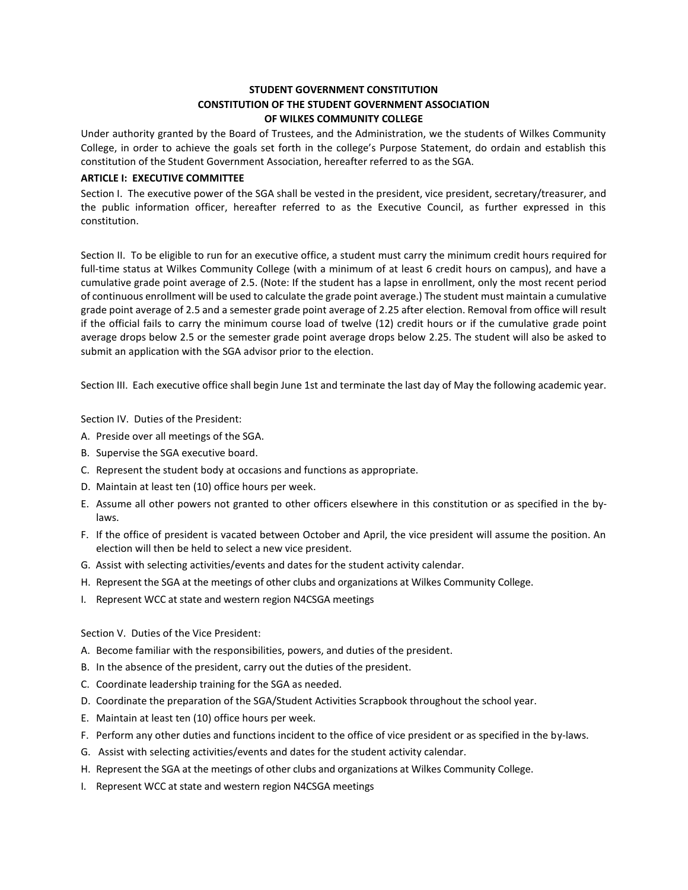# STUDENT GOVERNMENT CONSTITUTION
## CONSTITUTION OF THE STUDENT GOVERNMENT ASSOCIATION OF WILKES COMMUNITY COLLEGE

Under authority granted by the Board of Trustees, and the Administration, we the students of Wilkes Community College, in order to achieve the goals set forth in the college's Purpose Statement, do ordain and establish this constitution of the Student Government Association, hereafter referred to as the SGA.

### ARTICLE I: EXECUTIVE COMMITTEE

Section I. The executive power of the SGA shall be vested in the president, vice president, secretary/treasurer, and the public information officer, hereafter referred to as the Executive Council, as further expressed in this constitution.

Section II. To be eligible to run for an executive office, a student must carry the minimum credit hours required for full-time status at Wilkes Community College (with a minimum of at least 6 credit hours on campus), and have a cumulative grade point average of 2.5. (Note: If the student has a lapse in enrollment, only the most recent period of continuous enrollment will be used to calculate the grade point average.) The student must maintain a cumulative grade point average of 2.5 and a semester grade point average of 2.25 after election. Removal from office will result if the official fails to carry the minimum course load of twelve (12) credit hours or if the cumulative grade point average drops below 2.5 or the semester grade point average drops below 2.25. The student will also be asked to submit an application with the SGA advisor prior to the election.

Section III. Each executive office shall begin June 1st and terminate the last day of May the following academic year.

Section IV. Duties of the President:

A. Preside over all meetings of the SGA.
B. Supervise the SGA executive board.
C. Represent the student body at occasions and functions as appropriate.
D. Maintain at least ten (10) office hours per week.
E. Assume all other powers not granted to other officers elsewhere in this constitution or as specified in the by-laws.
F. If the office of president is vacated between October and April, the vice president will assume the position. An election will then be held to select a new vice president.
G. Assist with selecting activities/events and dates for the student activity calendar.
H. Represent the SGA at the meetings of other clubs and organizations at Wilkes Community College.
I. Represent WCC at state and western region N4CSGA meetings

Section V. Duties of the Vice President:

A. Become familiar with the responsibilities, powers, and duties of the president.
B. In the absence of the president, carry out the duties of the president.
C. Coordinate leadership training for the SGA as needed.
D. Coordinate the preparation of the SGA/Student Activities Scrapbook throughout the school year.
E. Maintain at least ten (10) office hours per week.
F. Perform any other duties and functions incident to the office of vice president or as specified in the by-laws.
G. Assist with selecting activities/events and dates for the student activity calendar.
H. Represent the SGA at the meetings of other clubs and organizations at Wilkes Community College.
I. Represent WCC at state and western region N4CSGA meetings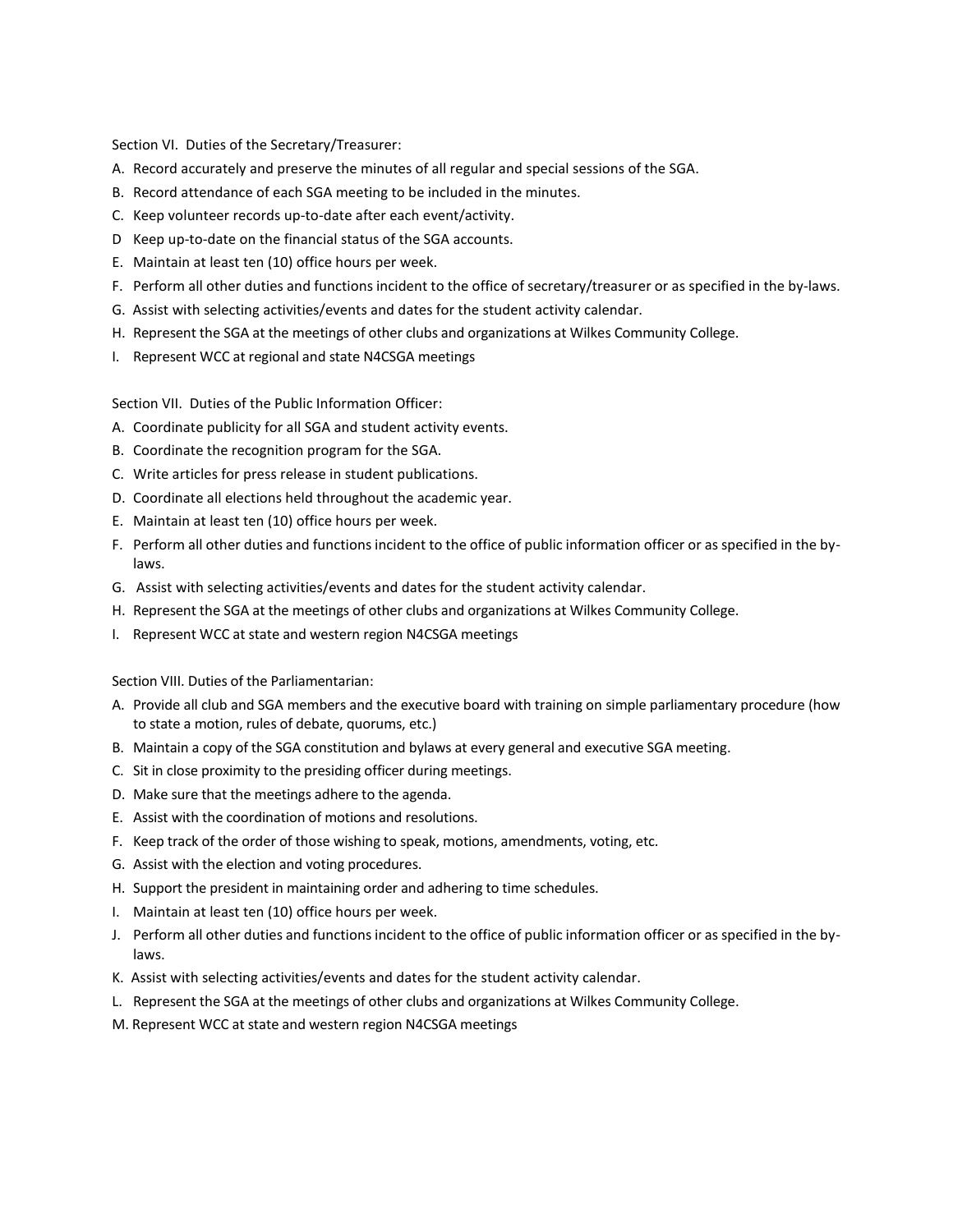Section VI. Duties of the Secretary/Treasurer:

A. Record accurately and preserve the minutes of all regular and special sessions of the SGA.
B. Record attendance of each SGA meeting to be included in the minutes.
C. Keep volunteer records up-to-date after each event/activity.
D Keep up-to-date on the financial status of the SGA accounts.
E. Maintain at least ten (10) office hours per week.
F. Perform all other duties and functions incident to the office of secretary/treasurer or as specified in the by-laws.
G. Assist with selecting activities/events and dates for the student activity calendar.
H. Represent the SGA at the meetings of other clubs and organizations at Wilkes Community College.
I. Represent WCC at regional and state N4CSGA meetings

Section VII. Duties of the Public Information Officer:

A. Coordinate publicity for all SGA and student activity events.
B. Coordinate the recognition program for the SGA.
C. Write articles for press release in student publications.
D. Coordinate all elections held throughout the academic year.
E. Maintain at least ten (10) office hours per week.
F. Perform all other duties and functions incident to the office of public information officer or as specified in the by-laws.
G. Assist with selecting activities/events and dates for the student activity calendar.
H. Represent the SGA at the meetings of other clubs and organizations at Wilkes Community College.
I. Represent WCC at state and western region N4CSGA meetings

Section VIII. Duties of the Parliamentarian:

A. Provide all club and SGA members and the executive board with training on simple parliamentary procedure (how to state a motion, rules of debate, quorums, etc.)
B. Maintain a copy of the SGA constitution and bylaws at every general and executive SGA meeting.
C. Sit in close proximity to the presiding officer during meetings.
D. Make sure that the meetings adhere to the agenda.
E. Assist with the coordination of motions and resolutions.
F. Keep track of the order of those wishing to speak, motions, amendments, voting, etc.
G. Assist with the election and voting procedures.
H. Support the president in maintaining order and adhering to time schedules.
I. Maintain at least ten (10) office hours per week.
J. Perform all other duties and functions incident to the office of public information officer or as specified in the by-laws.
K. Assist with selecting activities/events and dates for the student activity calendar.
L. Represent the SGA at the meetings of other clubs and organizations at Wilkes Community College.
M. Represent WCC at state and western region N4CSGA meetings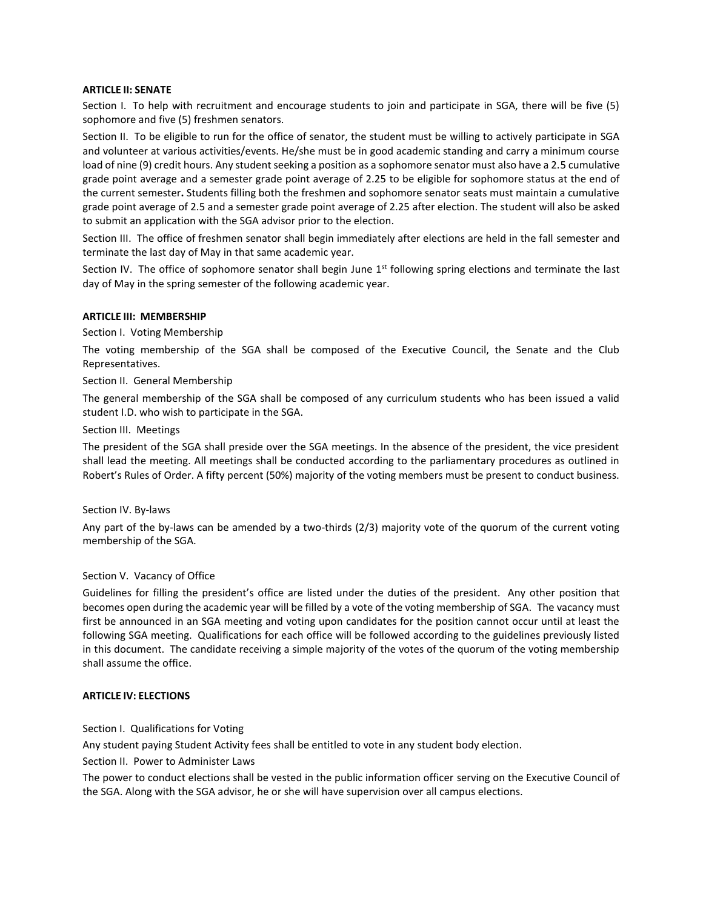**ARTICLE II: SENATE**

Section I. To help with recruitment and encourage students to join and participate in SGA, there will be five (5) sophomore and five (5) freshmen senators.

Section II. To be eligible to run for the office of senator, the student must be willing to actively participate in SGA and volunteer at various activities/events. He/she must be in good academic standing and carry a minimum course load of nine (9) credit hours. Any student seeking a position as a sophomore senator must also have a 2.5 cumulative grade point average and a semester grade point average of 2.25 to be eligible for sophomore status at the end of the current semester**.** Students filling both the freshmen and sophomore senator seats must maintain a cumulative grade point average of 2.5 and a semester grade point average of 2.25 after election. The student will also be asked to submit an application with the SGA advisor prior to the election.

Section III. The office of freshmen senator shall begin immediately after elections are held in the fall semester and terminate the last day of May in that same academic year.

Section IV. The office of sophomore senator shall begin June 1st following spring elections and terminate the last day of May in the spring semester of the following academic year.

**ARTICLE III: MEMBERSHIP**

Section I. Voting Membership

The voting membership of the SGA shall be composed of the Executive Council, the Senate and the Club Representatives.

Section II. General Membership

The general membership of the SGA shall be composed of any curriculum students who has been issued a valid student I.D. who wish to participate in the SGA.

Section III. Meetings

The president of the SGA shall preside over the SGA meetings. In the absence of the president, the vice president shall lead the meeting. All meetings shall be conducted according to the parliamentary procedures as outlined in Robert's Rules of Order. A fifty percent (50%) majority of the voting members must be present to conduct business.

Section IV. By-laws

Any part of the by-laws can be amended by a two-thirds (2/3) majority vote of the quorum of the current voting membership of the SGA.

Section V. Vacancy of Office

Guidelines for filling the president's office are listed under the duties of the president. Any other position that becomes open during the academic year will be filled by a vote of the voting membership of SGA. The vacancy must first be announced in an SGA meeting and voting upon candidates for the position cannot occur until at least the following SGA meeting. Qualifications for each office will be followed according to the guidelines previously listed in this document. The candidate receiving a simple majority of the votes of the quorum of the voting membership shall assume the office.

**ARTICLE IV: ELECTIONS**

Section I. Qualifications for Voting

Any student paying Student Activity fees shall be entitled to vote in any student body election.

Section II. Power to Administer Laws

The power to conduct elections shall be vested in the public information officer serving on the Executive Council of the SGA. Along with the SGA advisor, he or she will have supervision over all campus elections.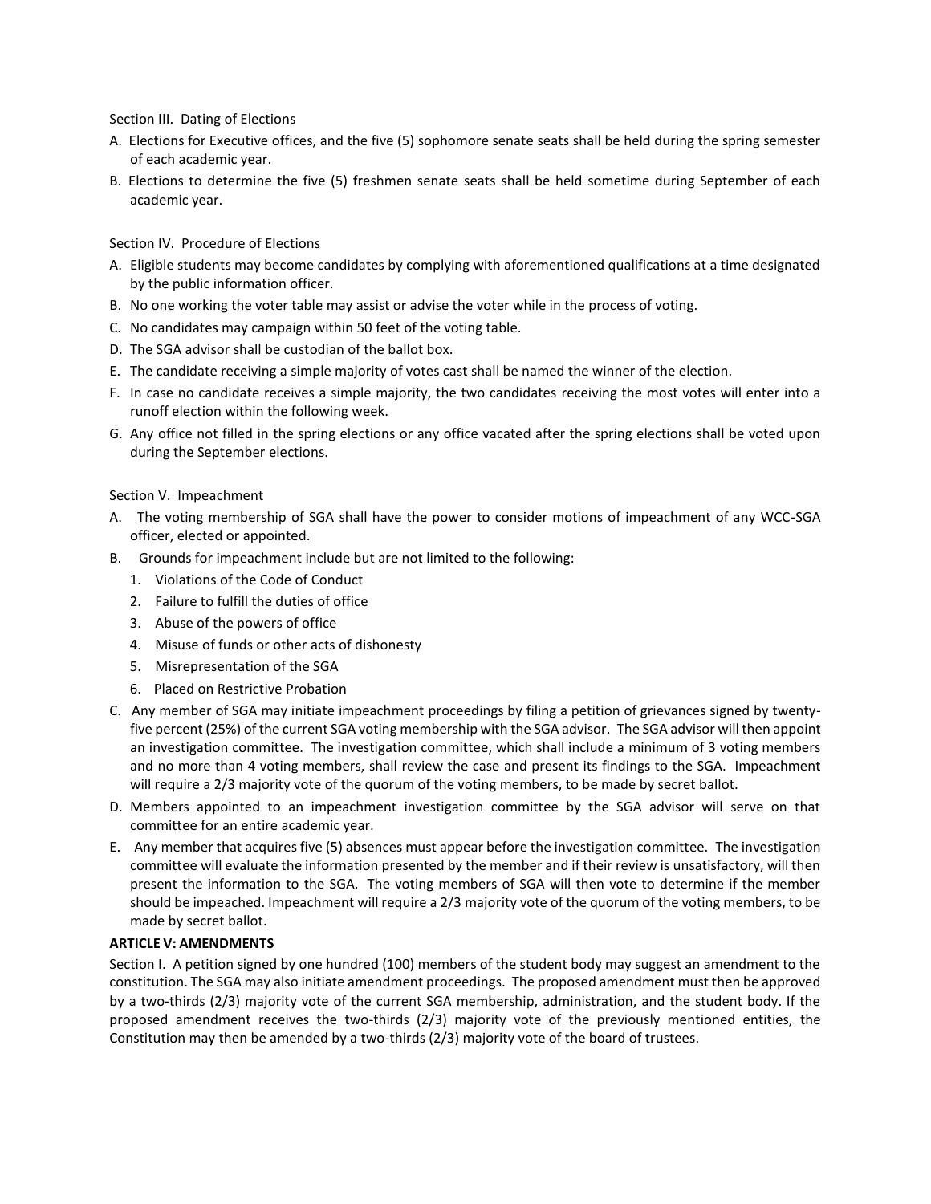Section III. Dating of Elections

A. Elections for Executive offices, and the five (5) sophomore senate seats shall be held during the spring semester of each academic year.
B. Elections to determine the five (5) freshmen senate seats shall be held sometime during September of each academic year.

Section IV. Procedure of Elections

A. Eligible students may become candidates by complying with aforementioned qualifications at a time designated by the public information officer.
B. No one working the voter table may assist or advise the voter while in the process of voting.
C. No candidates may campaign within 50 feet of the voting table.
D. The SGA advisor shall be custodian of the ballot box.
E. The candidate receiving a simple majority of votes cast shall be named the winner of the election.
F. In case no candidate receives a simple majority, the two candidates receiving the most votes will enter into a runoff election within the following week.
G. Any office not filled in the spring elections or any office vacated after the spring elections shall be voted upon during the September elections.

Section V. Impeachment

A. The voting membership of SGA shall have the power to consider motions of impeachment of any WCC-SGA officer, elected or appointed.
B. Grounds for impeachment include but are not limited to the following:
   1. Violations of the Code of Conduct
   2. Failure to fulfill the duties of office
   3. Abuse of the powers of office
   4. Misuse of funds or other acts of dishonesty
   5. Misrepresentation of the SGA
   6. Placed on Restrictive Probation
C. Any member of SGA may initiate impeachment proceedings by filing a petition of grievances signed by twenty-five percent (25%) of the current SGA voting membership with the SGA advisor. The SGA advisor will then appoint an investigation committee. The investigation committee, which shall include a minimum of 3 voting members and no more than 4 voting members, shall review the case and present its findings to the SGA. Impeachment will require a 2/3 majority vote of the quorum of the voting members, to be made by secret ballot.
D. Members appointed to an impeachment investigation committee by the SGA advisor will serve on that committee for an entire academic year.
E. Any member that acquires five (5) absences must appear before the investigation committee. The investigation committee will evaluate the information presented by the member and if their review is unsatisfactory, will then present the information to the SGA. The voting members of SGA will then vote to determine if the member should be impeached. Impeachment will require a 2/3 majority vote of the quorum of the voting members, to be made by secret ballot.

**ARTICLE V: AMENDMENTS**

Section I. A petition signed by one hundred (100) members of the student body may suggest an amendment to the constitution. The SGA may also initiate amendment proceedings. The proposed amendment must then be approved by a two-thirds (2/3) majority vote of the current SGA membership, administration, and the student body. If the proposed amendment receives the two-thirds (2/3) majority vote of the previously mentioned entities, the Constitution may then be amended by a two-thirds (2/3) majority vote of the board of trustees.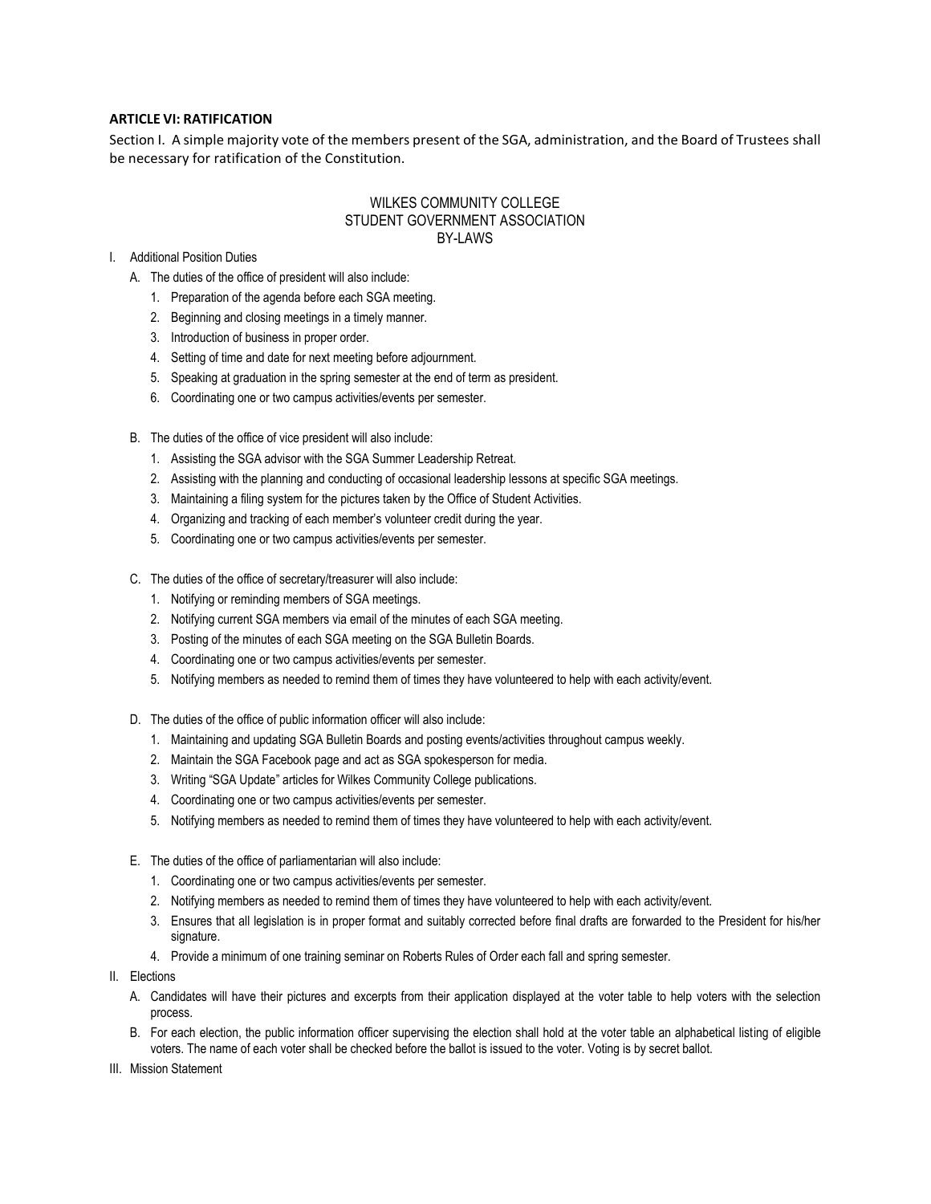## ARTICLE VI: RATIFICATION

Section I. A simple majority vote of the members present of the SGA, administration, and the Board of Trustees shall be necessary for ratification of the Constitution.

# WILKES COMMUNITY COLLEGE
# STUDENT GOVERNMENT ASSOCIATION
# BY-LAWS

I. Additional Position Duties

   A. The duties of the office of president will also include:
      1. Preparation of the agenda before each SGA meeting.
      2. Beginning and closing meetings in a timely manner.
      3. Introduction of business in proper order.
      4. Setting of time and date for next meeting before adjournment.
      5. Speaking at graduation in the spring semester at the end of term as president.
      6. Coordinating one or two campus activities/events per semester.

   B. The duties of the office of vice president will also include:
      1. Assisting the SGA advisor with the SGA Summer Leadership Retreat.
      2. Assisting with the planning and conducting of occasional leadership lessons at specific SGA meetings.
      3. Maintaining a filing system for the pictures taken by the Office of Student Activities.
      4. Organizing and tracking of each member's volunteer credit during the year.
      5. Coordinating one or two campus activities/events per semester.

   C. The duties of the office of secretary/treasurer will also include:
      1. Notifying or reminding members of SGA meetings.
      2. Notifying current SGA members via email of the minutes of each SGA meeting.
      3. Posting of the minutes of each SGA meeting on the SGA Bulletin Boards.
      4. Coordinating one or two campus activities/events per semester.
      5. Notifying members as needed to remind them of times they have volunteered to help with each activity/event.

   D. The duties of the office of public information officer will also include:
      1. Maintaining and updating SGA Bulletin Boards and posting events/activities throughout campus weekly.
      2. Maintain the SGA Facebook page and act as SGA spokesperson for media.
      3. Writing "SGA Update" articles for Wilkes Community College publications.
      4. Coordinating one or two campus activities/events per semester.
      5. Notifying members as needed to remind them of times they have volunteered to help with each activity/event.

   E. The duties of the office of parliamentarian will also include:
      1. Coordinating one or two campus activities/events per semester.
      2. Notifying members as needed to remind them of times they have volunteered to help with each activity/event.
      3. Ensures that all legislation is in proper format and suitably corrected before final drafts are forwarded to the President for his/her signature.
      4. Provide a minimum of one training seminar on Roberts Rules of Order each fall and spring semester.

II. Elections

   A. Candidates will have their pictures and excerpts from their application displayed at the voter table to help voters with the selection process.
   B. For each election, the public information officer supervising the election shall hold at the voter table an alphabetical listing of eligible voters. The name of each voter shall be checked before the ballot is issued to the voter. Voting is by secret ballot.

III. Mission Statement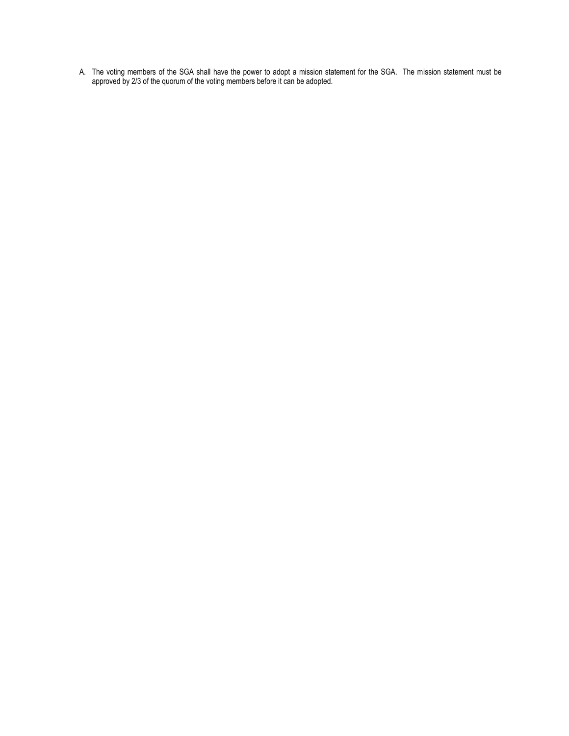A. The voting members of the SGA shall have the power to adopt a mission statement for the SGA. The mission statement must be approved by 2/3 of the quorum of the voting members before it can be adopted.